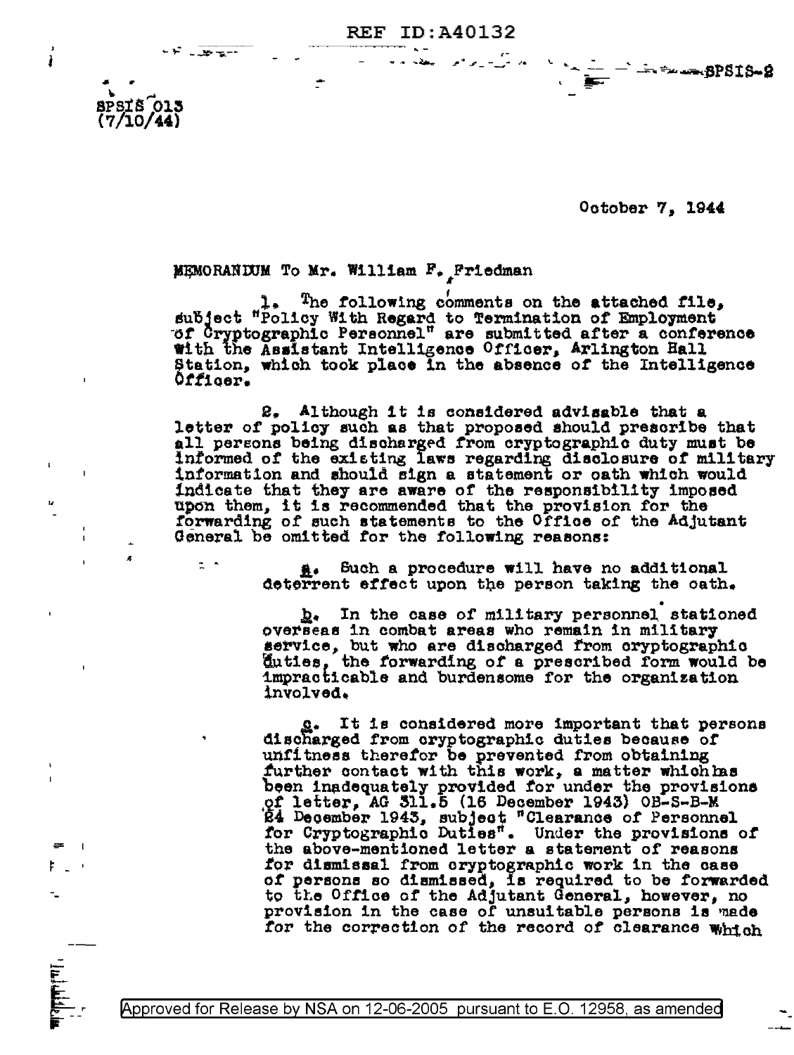REF ID:A40132

SPSIS-2

SPSIS 013
(7/10/44)

October 7, 1944

MEMORANDUM To Mr. William F. Friedman

1. The following comments on the attached file, subject "Policy With Regard to Termination of Employment of Cryptographic Personnel" are submitted after a conference with the Assistant Intelligence Officer, Arlington Hall Station, which took place in the absence of the Intelligence Officer.

2. Although it is considered advisable that a letter of policy such as that proposed should prescribe that all persons being discharged from cryptographic duty must be informed of the existing laws regarding disclosure of military information and should sign a statement or oath which would indicate that they are aware of the responsibility imposed upon them, it is recommended that the provision for the forwarding of such statements to the Office of the Adjutant General be omitted for the following reasons:

a. Such a procedure will have no additional deterrent effect upon the person taking the oath.

b. In the case of military personnel stationed overseas in combat areas who remain in military service, but who are discharged from cryptographic duties, the forwarding of a prescribed form would be impracticable and burdensome for the organization involved.

c. It is considered more important that persons discharged from cryptographic duties because of unfitness therefor be prevented from obtaining further contact with this work, a matter which has been inadequately provided for under the provisions of letter, AG 311.5 (16 December 1943) OB-S-B-M 24 December 1943, subject "Clearance of Personnel for Cryptographic Duties". Under the provisions of the above-mentioned letter a statement of reasons for dismissal from cryptographic work in the case of persons so dismissed, is required to be forwarded to the Office of the Adjutant General, however, no provision in the case of unsuitable persons is made for the correction of the record of clearance which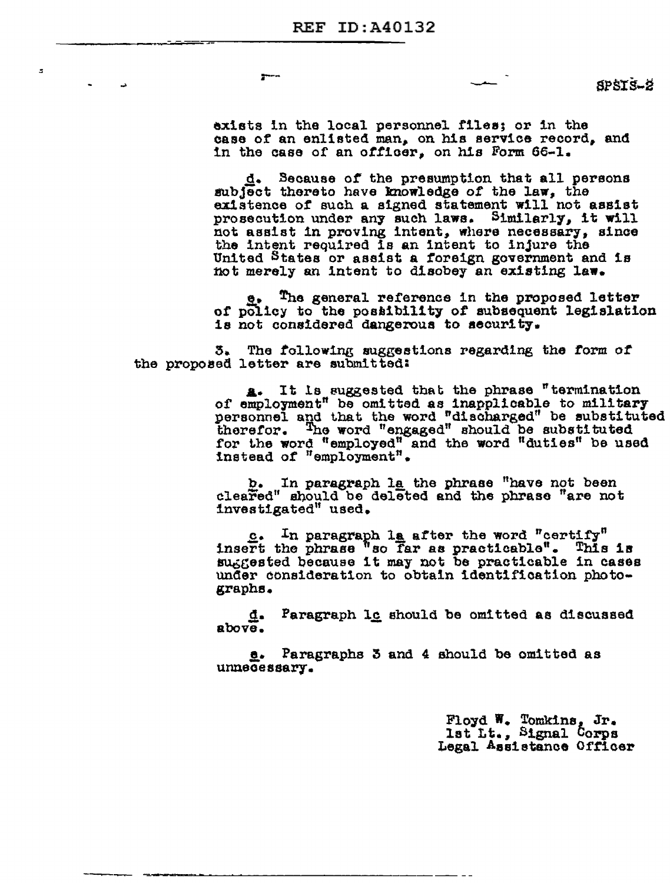SPSIS-2

exists in the local personnel files; or in the case of an enlisted man, on his service record, and in the case of an officer, on his Form 66-1.

d. Because of the presumption that all persons subject thereto have knowledge of the law, the existence of such a signed statement will not assist prosecution under any such laws. Similarly, it will not assist in proving intent, where necessary, since the intent required is an intent to injure the United States or assist a foreign government and is not merely an intent to disobey an existing law.

e. The general reference in the proposed letter of policy to the possibility of subsequent legislation is not considered dangerous to security.

3. The following suggestions regarding the form of the proposed letter are submitted:

a. It is suggested that the phrase "termination of employment" be omitted as inapplicable to military personnel and that the word "discharged" be substituted therefor. The word "engaged" should be substituted for the word "employed" and the word "duties" be used instead of "employment".

b. In paragraph 1a the phrase "have not been cleared" should be deleted and the phrase "are not investigated" used.

c. In paragraph 1a after the word "certify" insert the phrase "so far as practicable". This is suggested because it may not be practicable in cases under consideration to obtain identification photographs.

d. Paragraph 1c should be omitted as discussed above.

e. Paragraphs 3 and 4 should be omitted as unnecessary.

Floyd W. Tomkins, Jr.
1st Lt., Signal Corps
Legal Assistance Officer